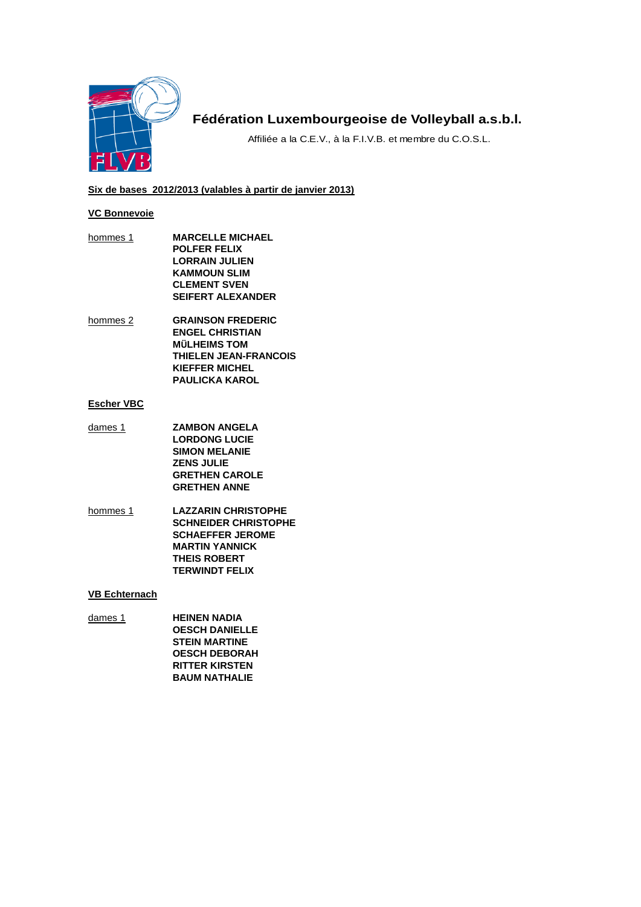# Fédération Luxembourgeoise de Volleyball a.s.b.l.

Affiliée a la C.E.V., à la F.I.V.B. et membre du C.O.S.L.

**Six de bases 2012/2013 (valables à partir de janvier 2013)**

## VC Bonnevoie

| | |
|---|---|
| hommes 1 | **MARCELLE MICHAEL**<br>**POLFER FELIX**<br>**LORRAIN JULIEN**<br>**KAMMOUN SLIM**<br>**CLEMENT SVEN**<br>**SEIFERT ALEXANDER** |
| hommes 2 | **GRAINSON FREDERIC**<br>**ENGEL CHRISTIAN**<br>**MÜLHEIMS TOM**<br>**THIELEN JEAN-FRANCOIS**<br>**KIEFFER MICHEL**<br>**PAULICKA KAROL** |

## Escher VBC

| | |
|---|---|
| dames 1 | **ZAMBON ANGELA**<br>**LORDONG LUCIE**<br>**SIMON MELANIE**<br>**ZENS JULIE**<br>**GRETHEN CAROLE**<br>**GRETHEN ANNE** |
| hommes 1 | **LAZZARIN CHRISTOPHE**<br>**SCHNEIDER CHRISTOPHE**<br>**SCHAEFFER JEROME**<br>**MARTIN YANNICK**<br>**THEIS ROBERT**<br>**TERWINDT FELIX** |

## VB Echternach

| | |
|---|---|
| dames 1 | **HEINEN NADIA**<br>**OESCH DANIELLE**<br>**STEIN MARTINE**<br>**OESCH DEBORAH**<br>**RITTER KIRSTEN**<br>**BAUM NATHALIE** |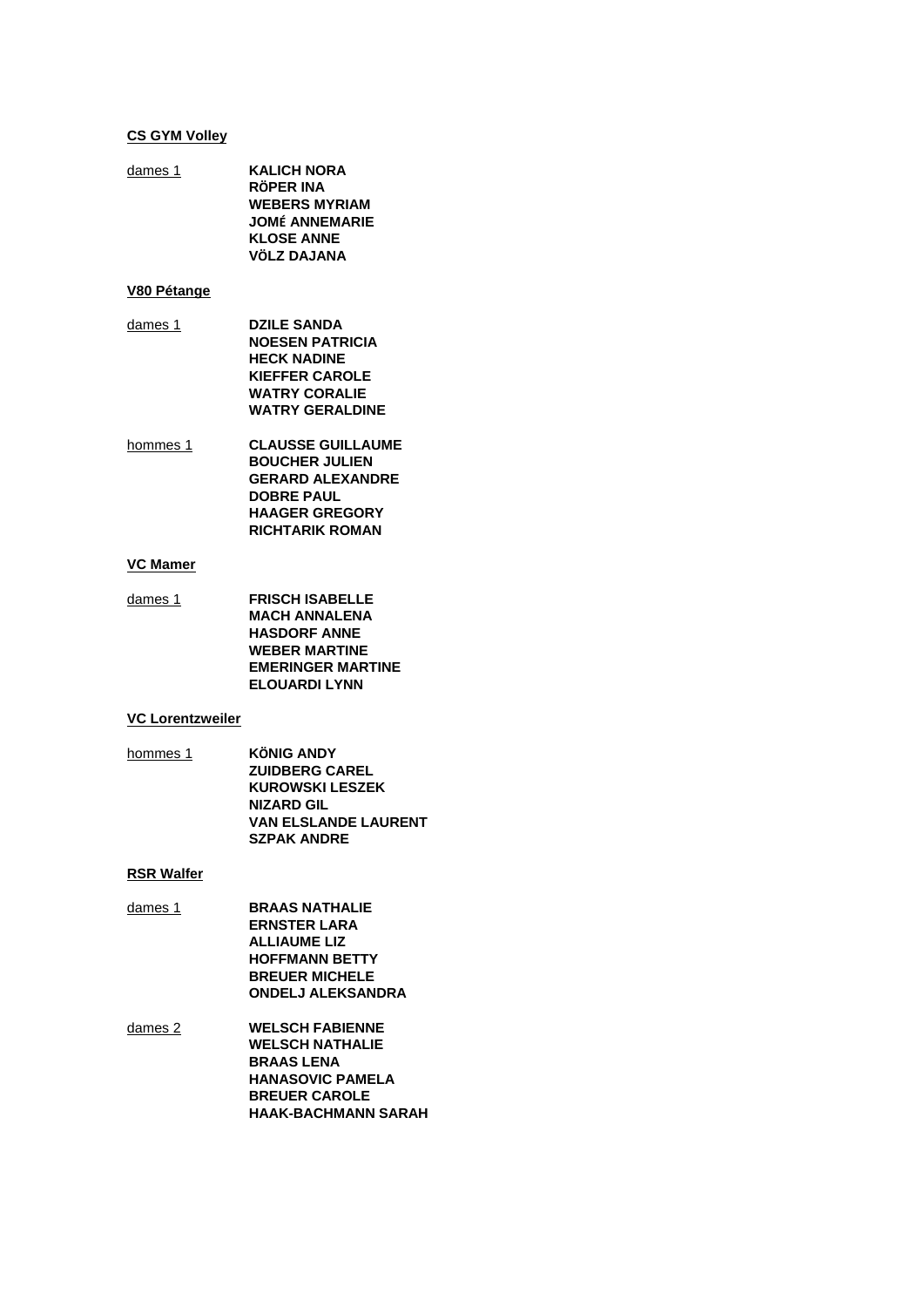**CS GYM Volley**

| | |
|---|---|
| dames 1 | **KALICH NORA**<br>**RÖPER INA**<br>**WEBERS MYRIAM**<br>**JOMÉ ANNEMARIE**<br>**KLOSE ANNE**<br>**VÖLZ DAJANA** |

**V80 Pétange**

| | |
|---|---|
| dames 1 | **DZILE SANDA**<br>**NOESEN PATRICIA**<br>**HECK NADINE**<br>**KIEFFER CAROLE**<br>**WATRY CORALIE**<br>**WATRY GERALDINE** |
| hommes 1 | **CLAUSSE GUILLAUME**<br>**BOUCHER JULIEN**<br>**GERARD ALEXANDRE**<br>**DOBRE PAUL**<br>**HAAGER GREGORY**<br>**RICHTARIK ROMAN** |

**VC Mamer**

| | |
|---|---|
| dames 1 | **FRISCH ISABELLE**<br>**MACH ANNALENA**<br>**HASDORF ANNE**<br>**WEBER MARTINE**<br>**EMERINGER MARTINE**<br>**ELOUARDI LYNN** |

**VC Lorentzweiler**

| | |
|---|---|
| hommes 1 | **KÖNIG ANDY**<br>**ZUIDBERG CAREL**<br>**KUROWSKI LESZEK**<br>**NIZARD GIL**<br>**VAN ELSLANDE LAURENT**<br>**SZPAK ANDRE** |

**RSR Walfer**

| | |
|---|---|
| dames 1 | **BRAAS NATHALIE**<br>**ERNSTER LARA**<br>**ALLIAUME LIZ**<br>**HOFFMANN BETTY**<br>**BREUER MICHELE**<br>**ONDELJ ALEKSANDRA** |
| dames 2 | **WELSCH FABIENNE**<br>**WELSCH NATHALIE**<br>**BRAAS LENA**<br>**HANASOVIC PAMELA**<br>**BREUER CAROLE**<br>**HAAK-BACHMANN SARAH** |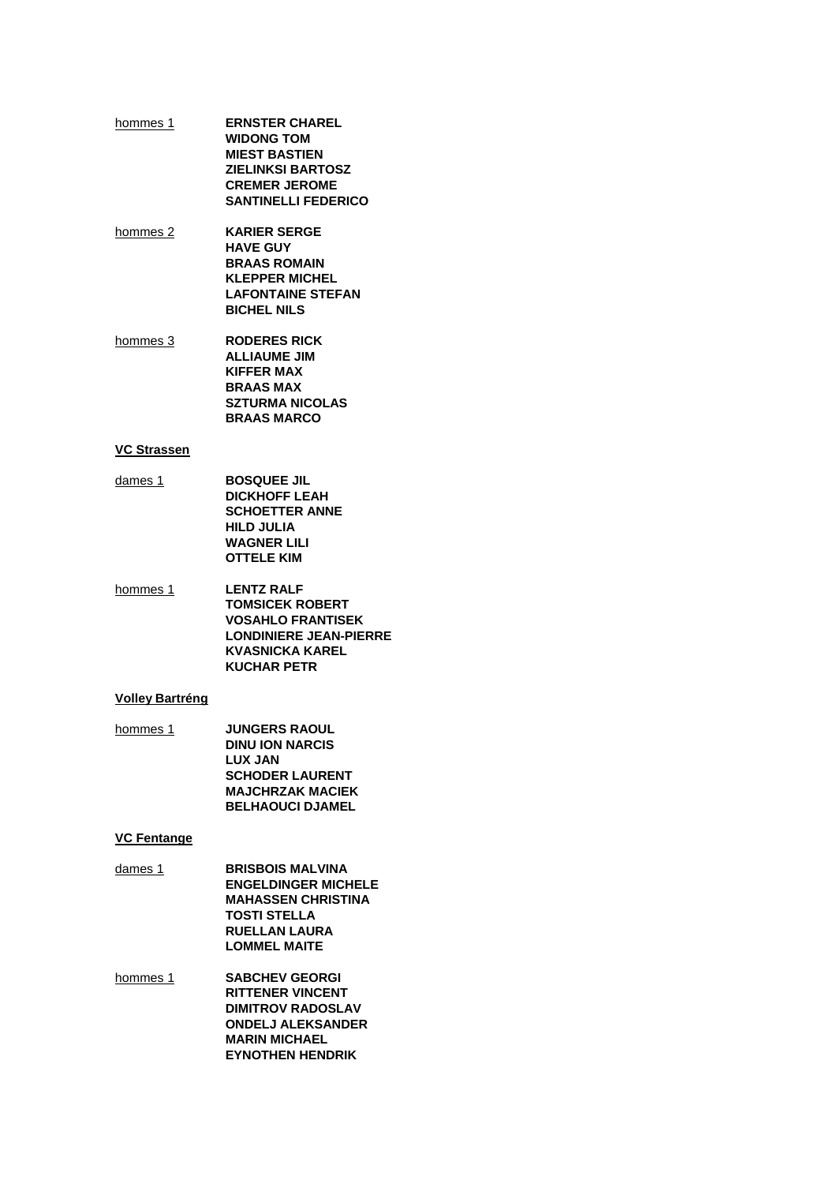<u>hommes 1</u>

**ERNSTER CHAREL**
**WIDONG TOM**
**MIEST BASTIEN**
**ZIELINKSI BARTOSZ**
**CREMER JEROME**
**SANTINELLI FEDERICO**

<u>hommes 2</u>

**KARIER SERGE**
**HAVE GUY**
**BRAAS ROMAIN**
**KLEPPER MICHEL**
**LAFONTAINE STEFAN**
**BICHEL NILS**

<u>hommes 3</u>

**RODERES RICK**
**ALLIAUME JIM**
**KIFFER MAX**
**BRAAS MAX**
**SZTURMA NICOLAS**
**BRAAS MARCO**

## VC Strassen

<u>dames 1</u>

**BOSQUEE JIL**
**DICKHOFF LEAH**
**SCHOETTER ANNE**
**HILD JULIA**
**WAGNER LILI**
**OTTELE KIM**

<u>hommes 1</u>

**LENTZ RALF**
**TOMSICEK ROBERT**
**VOSAHLO FRANTISEK**
**LONDINIERE JEAN-PIERRE**
**KVASNICKA KAREL**
**KUCHAR PETR**

## Volley Bartréng

<u>hommes 1</u>

**JUNGERS RAOUL**
**DINU ION NARCIS**
**LUX JAN**
**SCHODER LAURENT**
**MAJCHRZAK MACIEK**
**BELHAOUCI DJAMEL**

## VC Fentange

<u>dames 1</u>

**BRISBOIS MALVINA**
**ENGELDINGER MICHELE**
**MAHASSEN CHRISTINA**
**TOSTI STELLA**
**RUELLAN LAURA**
**LOMMEL MAITE**

<u>hommes 1</u>

**SABCHEV GEORGI**
**RITTENER VINCENT**
**DIMITROV RADOSLAV**
**ONDELJ ALEKSANDER**
**MARIN MICHAEL**
**EYNOTHEN HENDRIK**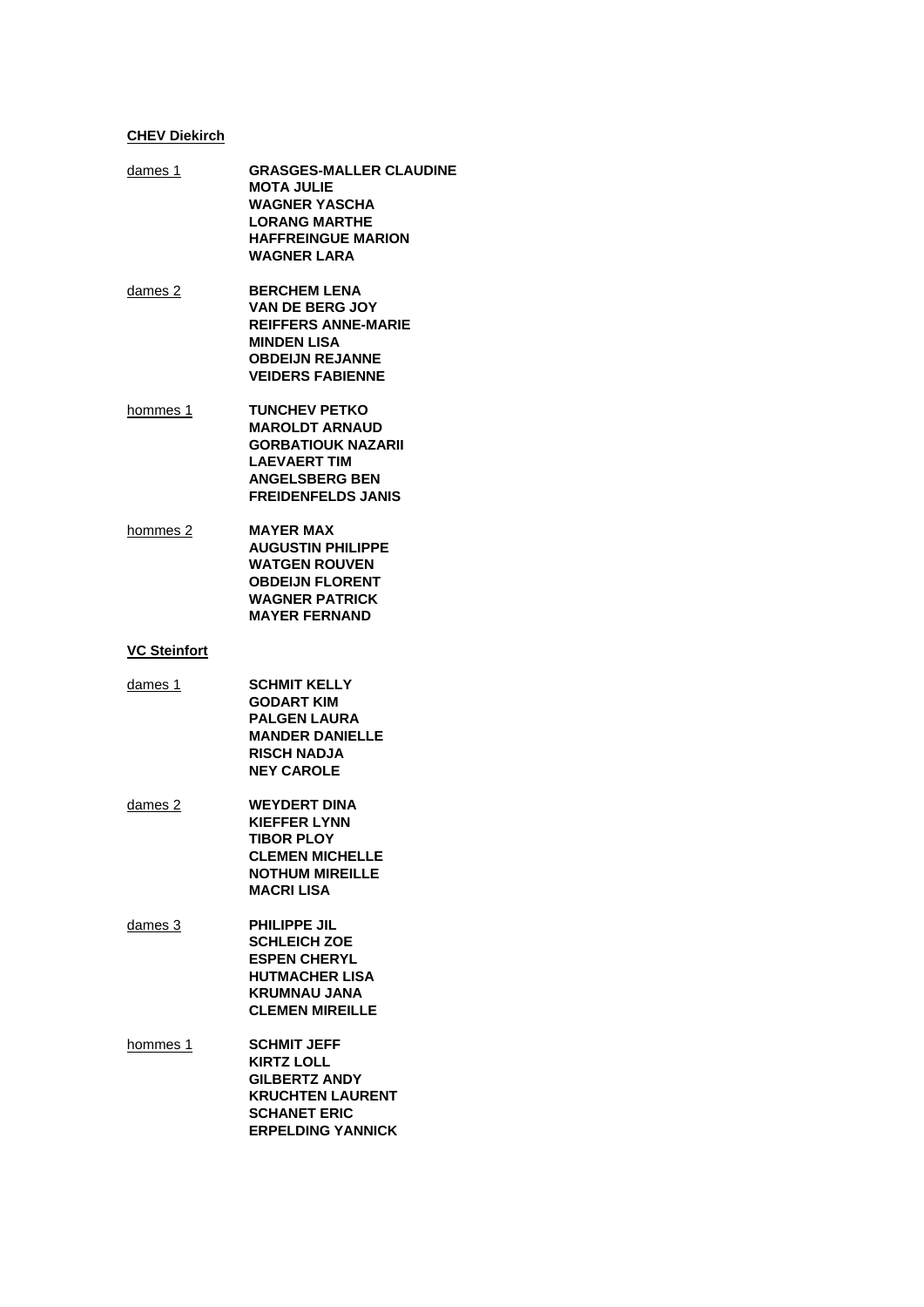**CHEV Diekirch**

dames 1
**GRASGES-MALLER CLAUDINE**
**MOTA JULIE**
**WAGNER YASCHA**
**LORANG MARTHE**
**HAFFREINGUE MARION**
**WAGNER LARA**

dames 2
**BERCHEM LENA**
**VAN DE BERG JOY**
**REIFFERS ANNE-MARIE**
**MINDEN LISA**
**OBDEIJN REJANNE**
**VEIDERS FABIENNE**

hommes 1
**TUNCHEV PETKO**
**MAROLDT ARNAUD**
**GORBATIOUK NAZARII**
**LAEVAERT TIM**
**ANGELSBERG BEN**
**FREIDENFELDS JANIS**

hommes 2
**MAYER MAX**
**AUGUSTIN PHILIPPE**
**WATGEN ROUVEN**
**OBDEIJN FLORENT**
**WAGNER PATRICK**
**MAYER FERNAND**

**VC Steinfort**

dames 1
**SCHMIT KELLY**
**GODART KIM**
**PALGEN LAURA**
**MANDER DANIELLE**
**RISCH NADJA**
**NEY CAROLE**

dames 2
**WEYDERT DINA**
**KIEFFER LYNN**
**TIBOR PLOY**
**CLEMEN MICHELLE**
**NOTHUM MIREILLE**
**MACRI LISA**

dames 3
**PHILIPPE JIL**
**SCHLEICH ZOE**
**ESPEN CHERYL**
**HUTMACHER LISA**
**KRUMNAU JANA**
**CLEMEN MIREILLE**

hommes 1
**SCHMIT JEFF**
**KIRTZ LOLL**
**GILBERTZ ANDY**
**KRUCHTEN LAURENT**
**SCHANET ERIC**
**ERPELDING YANNICK**